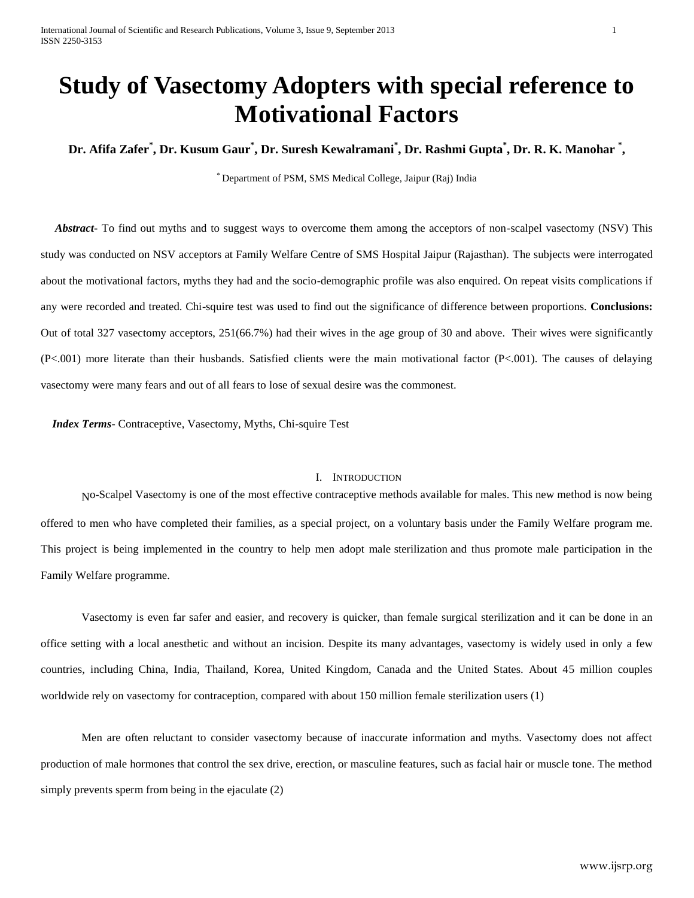# Study of Vasectomy Adopters with special reference to Motivational Factors

**Dr. Afifa Zafer*, Dr. Kusum Gaur*, Dr. Suresh Kewalramani*, Dr. Rashmi Gupta*, Dr. R. K. Manohar *,**

* Department of PSM, SMS Medical College, Jaipur (Raj) India

***Abstract***- To find out myths and to suggest ways to overcome them among the acceptors of non-scalpel vasectomy (NSV) This study was conducted on NSV acceptors at Family Welfare Centre of SMS Hospital Jaipur (Rajasthan). The subjects were interrogated about the motivational factors, myths they had and the socio-demographic profile was also enquired. On repeat visits complications if any were recorded and treated. Chi-squire test was used to find out the significance of difference between proportions. **Conclusions:** Out of total 327 vasectomy acceptors, 251(66.7%) had their wives in the age group of 30 and above. Their wives were significantly (P<.001) more literate than their husbands. Satisfied clients were the main motivational factor (P<.001). The causes of delaying vasectomy were many fears and out of all fears to lose of sexual desire was the commonest.

***Index Terms***- Contraceptive, Vasectomy, Myths, Chi-squire Test

## I. Introduction

No-Scalpel Vasectomy is one of the most effective contraceptive methods available for males. This new method is now being offered to men who have completed their families, as a special project, on a voluntary basis under the Family Welfare program me. This project is being implemented in the country to help men adopt male sterilization and thus promote male participation in the Family Welfare programme.

Vasectomy is even far safer and easier, and recovery is quicker, than female surgical sterilization and it can be done in an office setting with a local anesthetic and without an incision. Despite its many advantages, vasectomy is widely used in only a few countries, including China, India, Thailand, Korea, United Kingdom, Canada and the United States. About 45 million couples worldwide rely on vasectomy for contraception, compared with about 150 million female sterilization users (1)

Men are often reluctant to consider vasectomy because of inaccurate information and myths. Vasectomy does not affect production of male hormones that control the sex drive, erection, or masculine features, such as facial hair or muscle tone. The method simply prevents sperm from being in the ejaculate (2)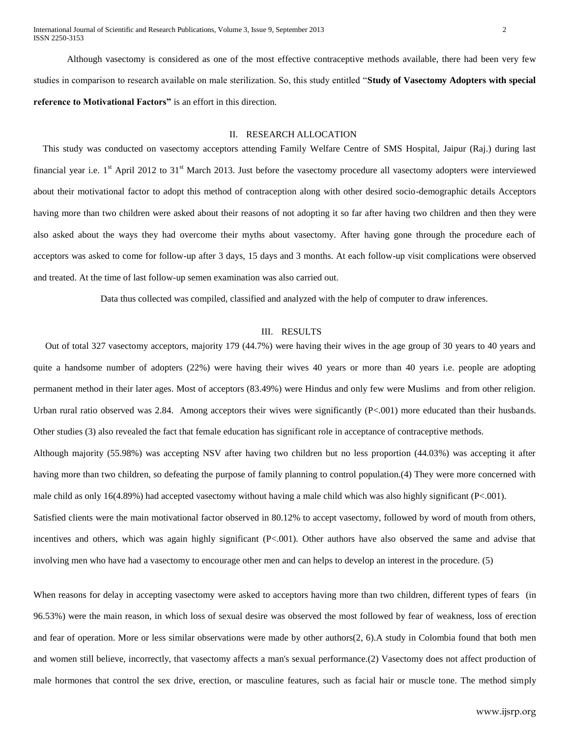Although vasectomy is considered as one of the most effective contraceptive methods available, there had been very few studies in comparison to research available on male sterilization. So, this study entitled "**Study of Vasectomy Adopters with special reference to Motivational Factors"** is an effort in this direction.

## II. RESEARCH ALLOCATION

This study was conducted on vasectomy acceptors attending Family Welfare Centre of SMS Hospital, Jaipur (Raj.) during last financial year i.e. 1st April 2012 to 31st March 2013. Just before the vasectomy procedure all vasectomy adopters were interviewed about their motivational factor to adopt this method of contraception along with other desired socio-demographic details Acceptors having more than two children were asked about their reasons of not adopting it so far after having two children and then they were also asked about the ways they had overcome their myths about vasectomy. After having gone through the procedure each of acceptors was asked to come for follow-up after 3 days, 15 days and 3 months. At each follow-up visit complications were observed and treated. At the time of last follow-up semen examination was also carried out.

Data thus collected was compiled, classified and analyzed with the help of computer to draw inferences.

## III. RESULTS

Out of total 327 vasectomy acceptors, majority 179 (44.7%) were having their wives in the age group of 30 years to 40 years and quite a handsome number of adopters (22%) were having their wives 40 years or more than 40 years i.e. people are adopting permanent method in their later ages. Most of acceptors (83.49%) were Hindus and only few were Muslims and from other religion. Urban rural ratio observed was 2.84. Among acceptors their wives were significantly ($P<.001$) more educated than their husbands. Other studies (3) also revealed the fact that female education has significant role in acceptance of contraceptive methods.

Although majority (55.98%) was accepting NSV after having two children but no less proportion (44.03%) was accepting it after having more than two children, so defeating the purpose of family planning to control population.(4) They were more concerned with male child as only 16(4.89%) had accepted vasectomy without having a male child which was also highly significant ($P<.001$).

Satisfied clients were the main motivational factor observed in 80.12% to accept vasectomy, followed by word of mouth from others, incentives and others, which was again highly significant ($P<.001$). Other authors have also observed the same and advise that involving men who have had a vasectomy to encourage other men and can helps to develop an interest in the procedure. (5)

When reasons for delay in accepting vasectomy were asked to acceptors having more than two children, different types of fears (in 96.53%) were the main reason, in which loss of sexual desire was observed the most followed by fear of weakness, loss of erection and fear of operation. More or less similar observations were made by other authors(2, 6).A study in Colombia found that both men and women still believe, incorrectly, that vasectomy affects a man's sexual performance.(2) Vasectomy does not affect production of male hormones that control the sex drive, erection, or masculine features, such as facial hair or muscle tone. The method simply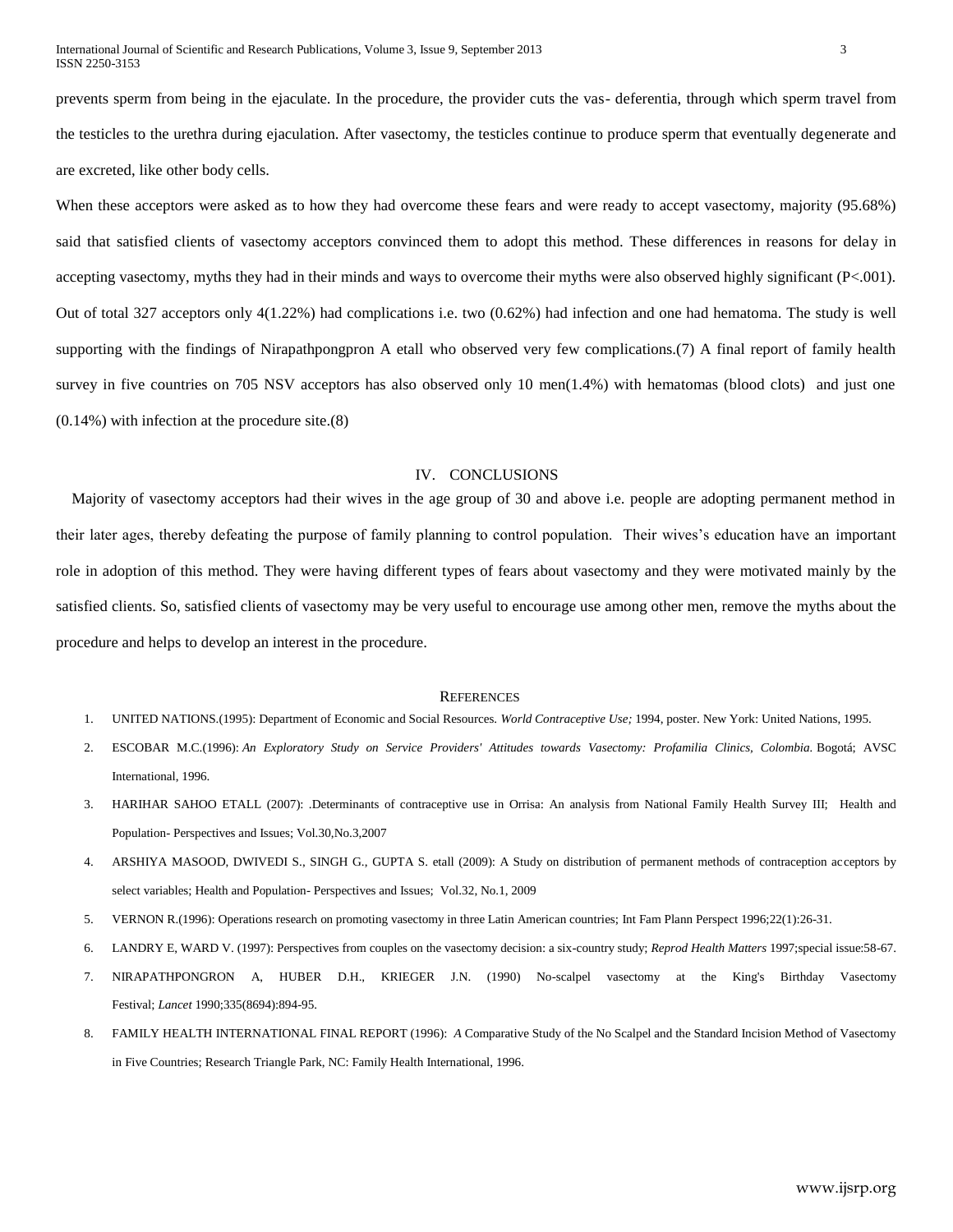prevents sperm from being in the ejaculate. In the procedure, the provider cuts the vas- deferentia, through which sperm travel from the testicles to the urethra during ejaculation. After vasectomy, the testicles continue to produce sperm that eventually degenerate and are excreted, like other body cells.

When these acceptors were asked as to how they had overcome these fears and were ready to accept vasectomy, majority (95.68%) said that satisfied clients of vasectomy acceptors convinced them to adopt this method. These differences in reasons for delay in accepting vasectomy, myths they had in their minds and ways to overcome their myths were also observed highly significant (P<.001). Out of total 327 acceptors only 4(1.22%) had complications i.e. two (0.62%) had infection and one had hematoma. The study is well supporting with the findings of Nirapathpongpron A etall who observed very few complications.(7) A final report of family health survey in five countries on 705 NSV acceptors has also observed only 10 men(1.4%) with hematomas (blood clots) and just one (0.14%) with infection at the procedure site.(8)

## IV. CONCLUSIONS

Majority of vasectomy acceptors had their wives in the age group of 30 and above i.e. people are adopting permanent method in their later ages, thereby defeating the purpose of family planning to control population. Their wives's education have an important role in adoption of this method. They were having different types of fears about vasectomy and they were motivated mainly by the satisfied clients. So, satisfied clients of vasectomy may be very useful to encourage use among other men, remove the myths about the procedure and helps to develop an interest in the procedure.

## REFERENCES

1. UNITED NATIONS.(1995): Department of Economic and Social Resources. *World Contraceptive Use;* 1994, poster. New York: United Nations, 1995.
2. ESCOBAR M.C.(1996): *An Exploratory Study on Service Providers' Attitudes towards Vasectomy: Profamilia Clinics, Colombia.* Bogotá; AVSC International, 1996.
3. HARIHAR SAHOO ETALL (2007): .Determinants of contraceptive use in Orrisa: An analysis from National Family Health Survey III; Health and Population- Perspectives and Issues; Vol.30,No.3,2007
4. ARSHIYA MASOOD, DWIVEDI S., SINGH G., GUPTA S. etall (2009): A Study on distribution of permanent methods of contraception acceptors by select variables; Health and Population- Perspectives and Issues; Vol.32, No.1, 2009
5. VERNON R.(1996): Operations research on promoting vasectomy in three Latin American countries; Int Fam Plann Perspect 1996;22(1):26-31.
6. LANDRY E, WARD V. (1997): Perspectives from couples on the vasectomy decision: a six-country study; *Reprod Health Matters* 1997;special issue:58-67.
7. NIRAPATHPONGRON A, HUBER D.H., KRIEGER J.N. (1990) No-scalpel vasectomy at the King's Birthday Vasectomy Festival; *Lancet* 1990;335(8694):894-95.
8. FAMILY HEALTH INTERNATIONAL FINAL REPORT (1996): *A* Comparative Study of the No Scalpel and the Standard Incision Method of Vasectomy in Five Countries; Research Triangle Park, NC: Family Health International, 1996.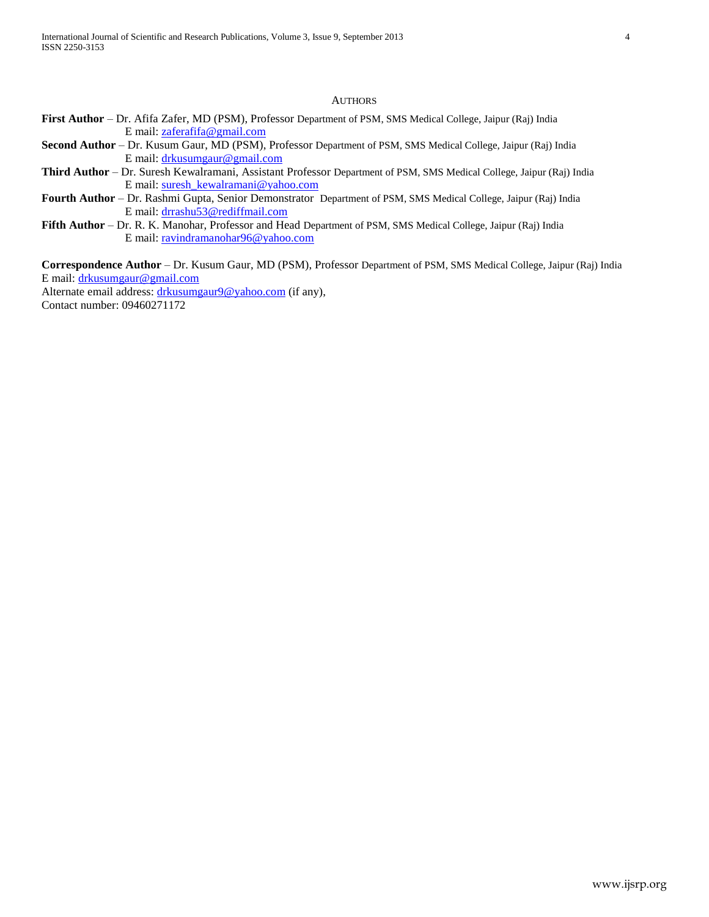## AUTHORS

**First Author** – Dr. Afifa Zafer, MD (PSM), Professor Department of PSM, SMS Medical College, Jaipur (Raj) India
E mail: zaferafifa@gmail.com

**Second Author** – Dr. Kusum Gaur, MD (PSM), Professor Department of PSM, SMS Medical College, Jaipur (Raj) India
E mail: drkusumgaur@gmail.com

**Third Author** – Dr. Suresh Kewalramani, Assistant Professor Department of PSM, SMS Medical College, Jaipur (Raj) India
E mail: suresh_kewalramani@yahoo.com

**Fourth Author** – Dr. Rashmi Gupta, Senior Demonstrator Department of PSM, SMS Medical College, Jaipur (Raj) India
E mail: drrashu53@rediffmail.com

**Fifth Author** – Dr. R. K. Manohar, Professor and Head Department of PSM, SMS Medical College, Jaipur (Raj) India
E mail: ravindramanohar96@yahoo.com

**Correspondence Author** – Dr. Kusum Gaur, MD (PSM), Professor Department of PSM, SMS Medical College, Jaipur (Raj) India
E mail: drkusumgaur@gmail.com
Alternate email address: drkusumgaur9@yahoo.com (if any),
Contact number: 09460271172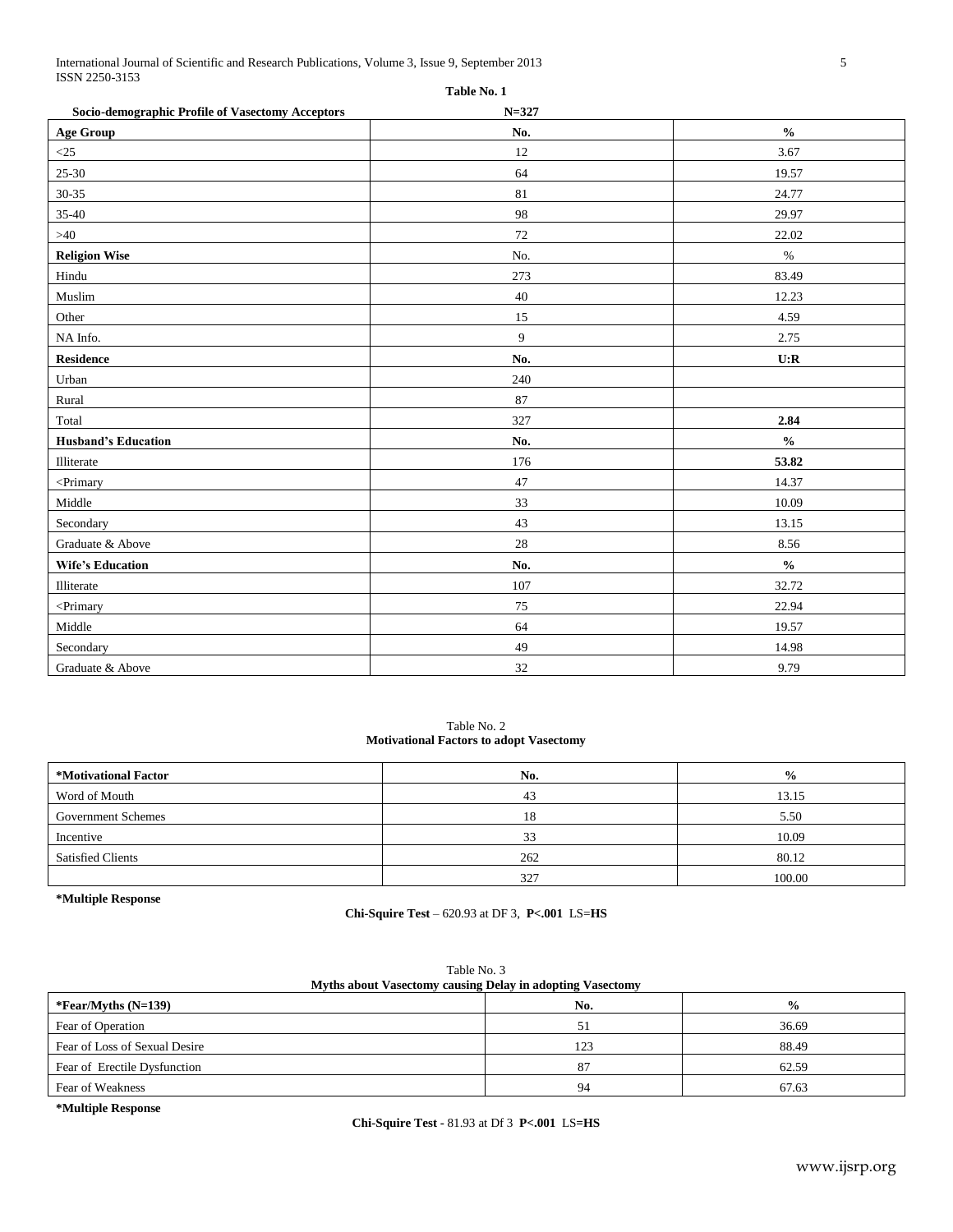**Table No. 1**

**Socio-demographic Profile of Vasectomy Acceptors** **N=327**

| **Age Group** | **No.** | **%** |
|---|---|---|
| <25 | 12 | 3.67 |
| 25-30 | 64 | 19.57 |
| 30-35 | 81 | 24.77 |
| 35-40 | 98 | 29.97 |
| >40 | 72 | 22.02 |
| **Religion Wise** | No. | % |
| Hindu | 273 | 83.49 |
| Muslim | 40 | 12.23 |
| Other | 15 | 4.59 |
| NA Info. | 9 | 2.75 |
| **Residence** | **No.** | **U:R** |
| Urban | 240 | |
| Rural | 87 | |
| Total | 327 | **2.84** |
| **Husband's Education** | **No.** | **%** |
| Illiterate | 176 | **53.82** |
| <Primary | 47 | 14.37 |
| Middle | 33 | 10.09 |
| Secondary | 43 | 13.15 |
| Graduate & Above | 28 | 8.56 |
| **Wife's Education** | **No.** | **%** |
| Illiterate | 107 | 32.72 |
| <Primary | 75 | 22.94 |
| Middle | 64 | 19.57 |
| Secondary | 49 | 14.98 |
| Graduate & Above | 32 | 9.79 |

Table No. 2
**Motivational Factors to adopt Vasectomy**

| **\*Motivational Factor** | **No.** | **%** |
|---|---|---|
| Word of Mouth | 43 | 13.15 |
| Government Schemes | 18 | 5.50 |
| Incentive | 33 | 10.09 |
| Satisfied Clients | 262 | 80.12 |
| | 327 | 100.00 |

**\*Multiple Response**

**Chi-Squire Test** – 620.93 at DF 3, **P<.001** LS=**HS**

Table No. 3
**Myths about Vasectomy causing Delay in adopting Vasectomy**

| **\*Fear/Myths (N=139)** | **No.** | **%** |
|---|---|---|
| Fear of Operation | 51 | 36.69 |
| Fear of Loss of Sexual Desire | 123 | 88.49 |
| Fear of Erectile Dysfunction | 87 | 62.59 |
| Fear of Weakness | 94 | 67.63 |

**\*Multiple Response**

**Chi-Squire Test -** 81.93 at Df 3 **P<.001** LS=**HS**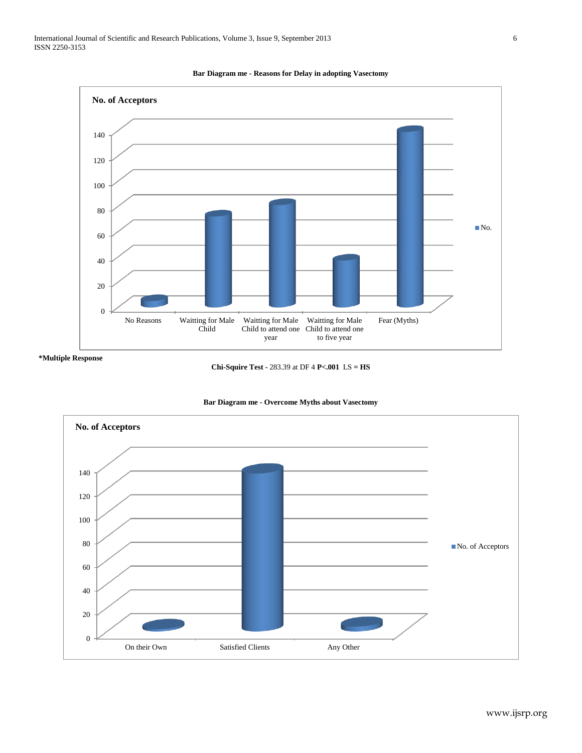**Bar Diagram me - Reasons for Delay in adopting Vasectomy**

No. of Acceptors

140
120
100
80
60
40
20
0

No Reasons
Waitting for Male Child
Waitting for Male Child to attend one year
Waitting for Male Child to attend one to five year
Fear (Myths)

No.

***Multiple Response**

**Chi-Squire Test -** 283.39 at DF 4 **P<.001** LS **= HS**

**Bar Diagram me - Overcome Myths about Vasectomy**

No. of Acceptors

140
120
100
80
60
40
20
0

On their Own
Satisfied Clients
Any Other

No. of Acceptors